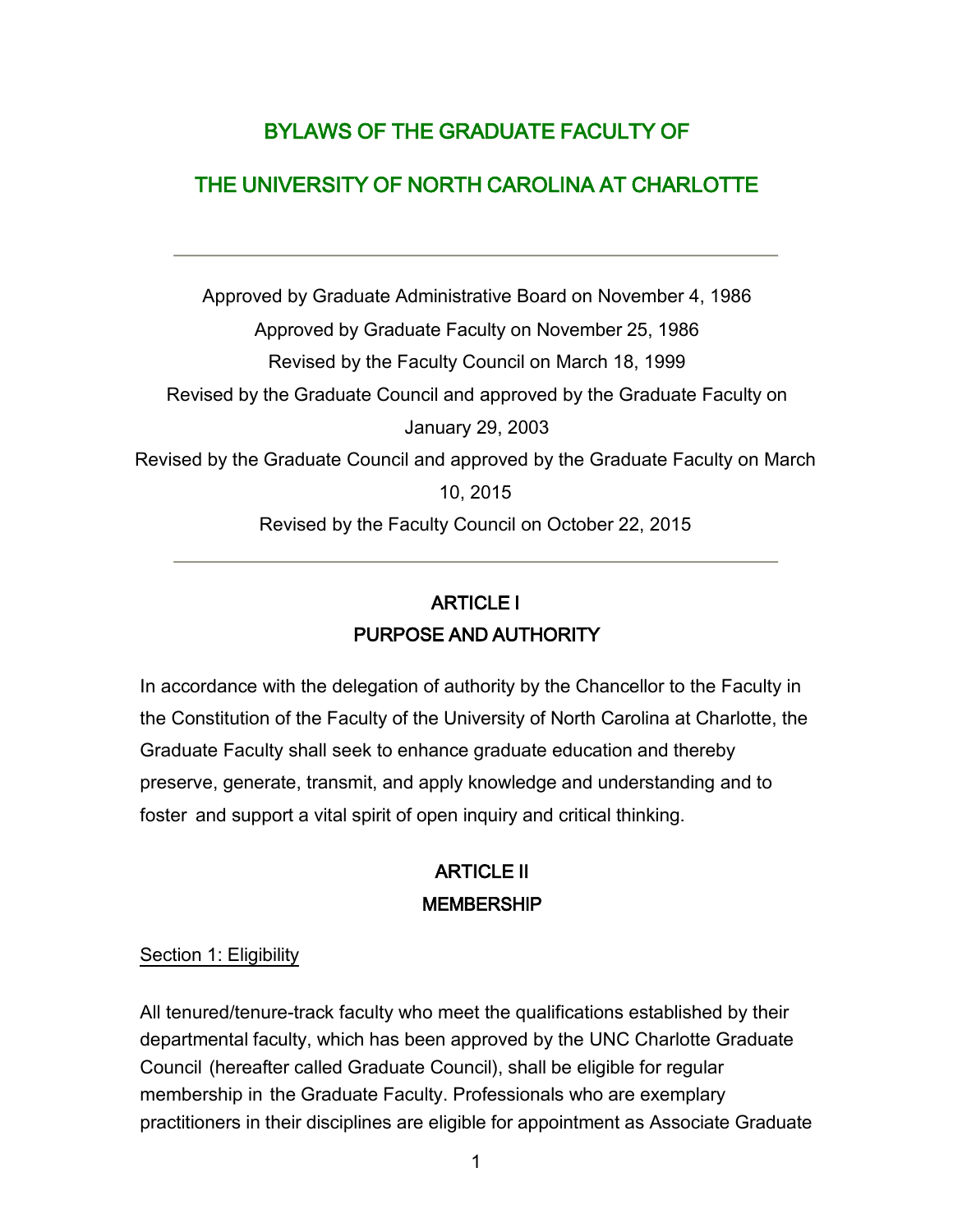# BYLAWS OF THE GRADUATE FACULTY OF

# THE UNIVERSITY OF NORTH CAROLINA AT CHARLOTTE

---

Approved by Graduate Administrative Board on November 4, 1986

Approved by Graduate Faculty on November 25, 1986

Revised by the Faculty Council on March 18, 1999

Revised by the Graduate Council and approved by the Graduate Faculty on January 29, 2003

Revised by the Graduate Council and approved by the Graduate Faculty on March 10, 2015

Revised by the Faculty Council on October 22, 2015

---

## ARTICLE I
## PURPOSE AND AUTHORITY

In accordance with the delegation of authority by the Chancellor to the Faculty in the Constitution of the Faculty of the University of North Carolina at Charlotte, the Graduate Faculty shall seek to enhance graduate education and thereby preserve, generate, transmit, and apply knowledge and understanding and to foster and support a vital spirit of open inquiry and critical thinking.

## ARTICLE II
## MEMBERSHIP

### Section 1: Eligibility

All tenured/tenure-track faculty who meet the qualifications established by their departmental faculty, which has been approved by the UNC Charlotte Graduate Council (hereafter called Graduate Council), shall be eligible for regular membership in the Graduate Faculty. Professionals who are exemplary practitioners in their disciplines are eligible for appointment as Associate Graduate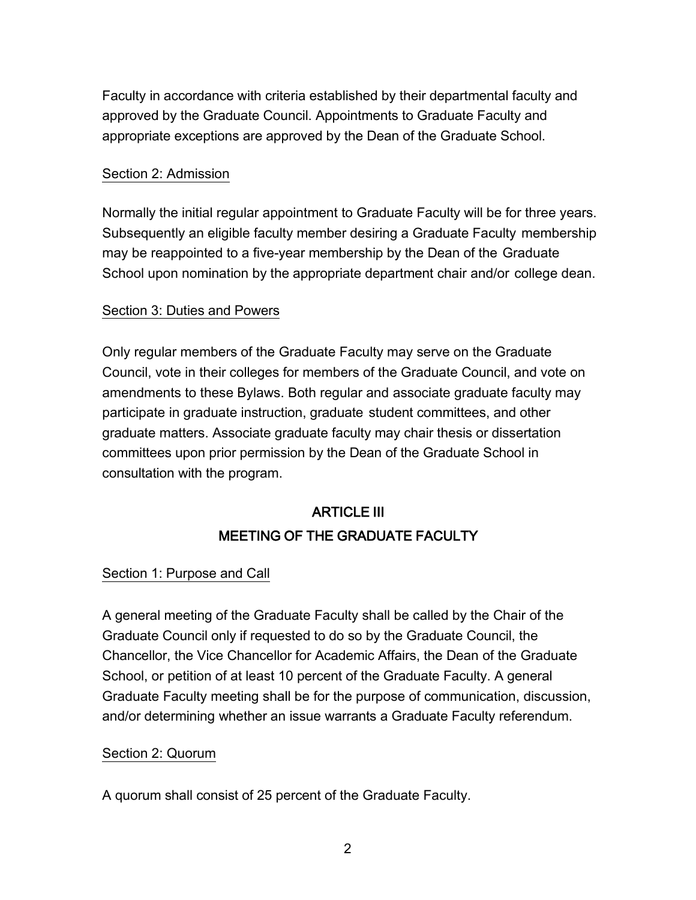Faculty in accordance with criteria established by their departmental faculty and approved by the Graduate Council. Appointments to Graduate Faculty and appropriate exceptions are approved by the Dean of the Graduate School.

Section 2: Admission

Normally the initial regular appointment to Graduate Faculty will be for three years. Subsequently an eligible faculty member desiring a Graduate Faculty membership may be reappointed to a five-year membership by the Dean of the Graduate School upon nomination by the appropriate department chair and/or college dean.

Section 3: Duties and Powers

Only regular members of the Graduate Faculty may serve on the Graduate Council, vote in their colleges for members of the Graduate Council, and vote on amendments to these Bylaws. Both regular and associate graduate faculty may participate in graduate instruction, graduate student committees, and other graduate matters. Associate graduate faculty may chair thesis or dissertation committees upon prior permission by the Dean of the Graduate School in consultation with the program.

## ARTICLE III
## MEETING OF THE GRADUATE FACULTY

Section 1: Purpose and Call

A general meeting of the Graduate Faculty shall be called by the Chair of the Graduate Council only if requested to do so by the Graduate Council, the Chancellor, the Vice Chancellor for Academic Affairs, the Dean of the Graduate School, or petition of at least 10 percent of the Graduate Faculty. A general Graduate Faculty meeting shall be for the purpose of communication, discussion, and/or determining whether an issue warrants a Graduate Faculty referendum.

Section 2: Quorum

A quorum shall consist of 25 percent of the Graduate Faculty.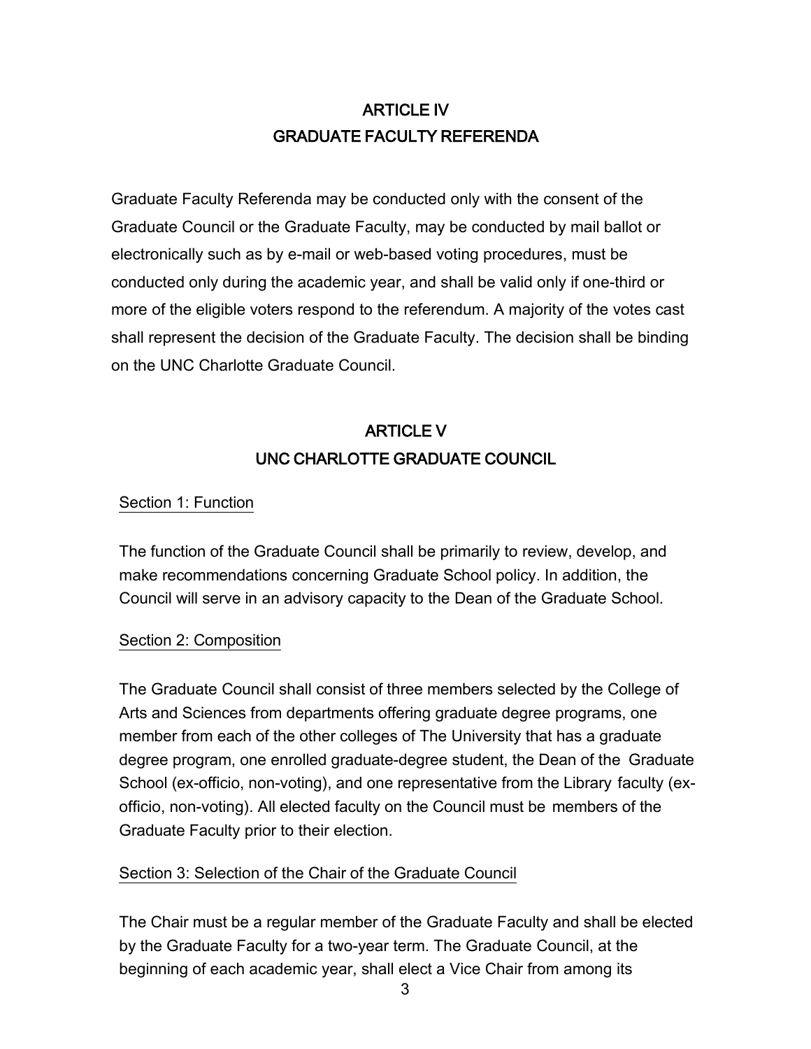## ARTICLE IV
## GRADUATE FACULTY REFERENDA

Graduate Faculty Referenda may be conducted only with the consent of the Graduate Council or the Graduate Faculty, may be conducted by mail ballot or electronically such as by e-mail or web-based voting procedures, must be conducted only during the academic year, and shall be valid only if one-third or more of the eligible voters respond to the referendum. A majority of the votes cast shall represent the decision of the Graduate Faculty. The decision shall be binding on the UNC Charlotte Graduate Council.

## ARTICLE V
## UNC CHARLOTTE GRADUATE COUNCIL

### Section 1: Function

The function of the Graduate Council shall be primarily to review, develop, and make recommendations concerning Graduate School policy. In addition, the Council will serve in an advisory capacity to the Dean of the Graduate School.

### Section 2: Composition

The Graduate Council shall consist of three members selected by the College of Arts and Sciences from departments offering graduate degree programs, one member from each of the other colleges of The University that has a graduate degree program, one enrolled graduate-degree student, the Dean of the Graduate School (ex-officio, non-voting), and one representative from the Library faculty (ex-officio, non-voting). All elected faculty on the Council must be members of the Graduate Faculty prior to their election.

### Section 3: Selection of the Chair of the Graduate Council

The Chair must be a regular member of the Graduate Faculty and shall be elected by the Graduate Faculty for a two-year term. The Graduate Council, at the beginning of each academic year, shall elect a Vice Chair from among its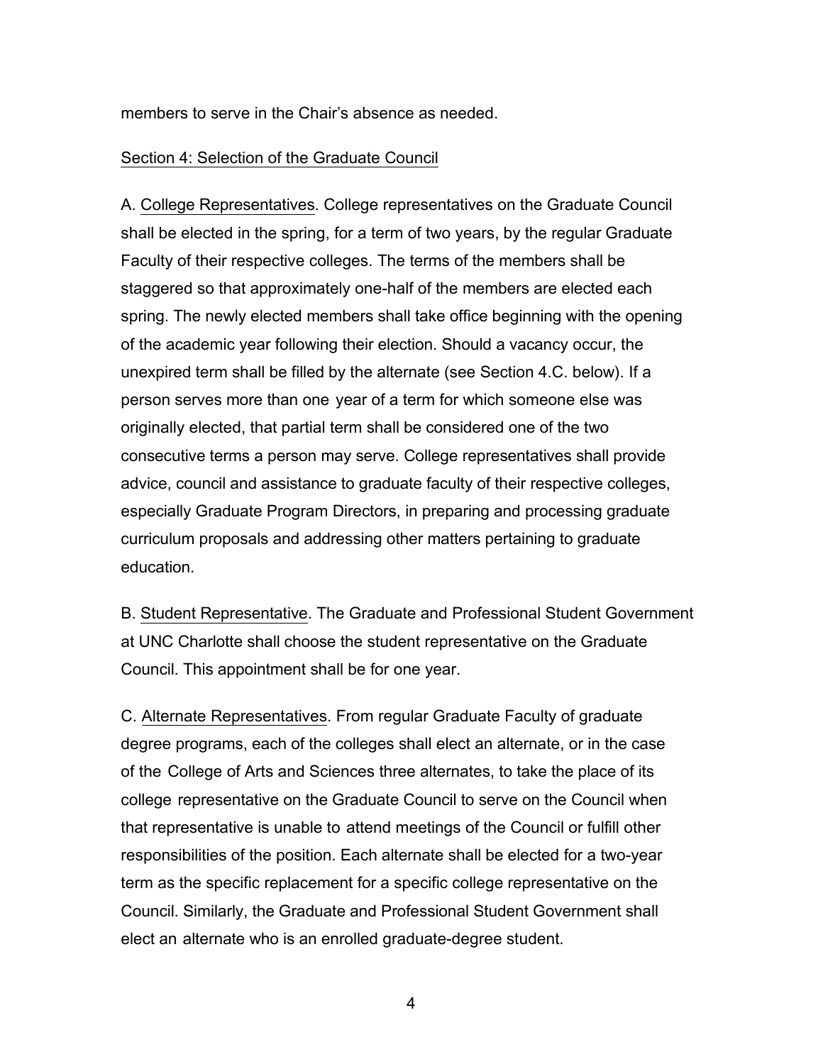members to serve in the Chair's absence as needed.

Section 4: Selection of the Graduate Council

A. College Representatives. College representatives on the Graduate Council shall be elected in the spring, for a term of two years, by the regular Graduate Faculty of their respective colleges. The terms of the members shall be staggered so that approximately one-half of the members are elected each spring. The newly elected members shall take office beginning with the opening of the academic year following their election. Should a vacancy occur, the unexpired term shall be filled by the alternate (see Section 4.C. below). If a person serves more than one year of a term for which someone else was originally elected, that partial term shall be considered one of the two consecutive terms a person may serve. College representatives shall provide advice, council and assistance to graduate faculty of their respective colleges, especially Graduate Program Directors, in preparing and processing graduate curriculum proposals and addressing other matters pertaining to graduate education.

B. Student Representative. The Graduate and Professional Student Government at UNC Charlotte shall choose the student representative on the Graduate Council. This appointment shall be for one year.

C. Alternate Representatives. From regular Graduate Faculty of graduate degree programs, each of the colleges shall elect an alternate, or in the case of the College of Arts and Sciences three alternates, to take the place of its college representative on the Graduate Council to serve on the Council when that representative is unable to attend meetings of the Council or fulfill other responsibilities of the position. Each alternate shall be elected for a two-year term as the specific replacement for a specific college representative on the Council. Similarly, the Graduate and Professional Student Government shall elect an alternate who is an enrolled graduate-degree student.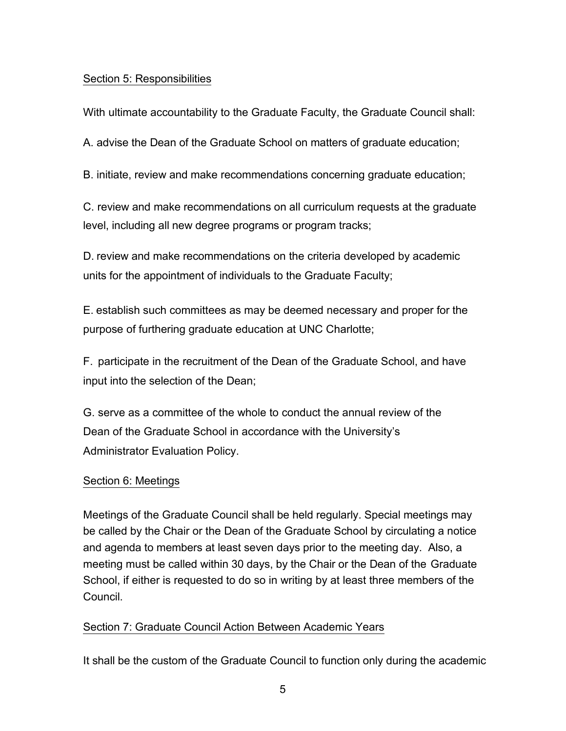## Section 5: Responsibilities

With ultimate accountability to the Graduate Faculty, the Graduate Council shall:

A. advise the Dean of the Graduate School on matters of graduate education;

B. initiate, review and make recommendations concerning graduate education;

C. review and make recommendations on all curriculum requests at the graduate level, including all new degree programs or program tracks;

D. review and make recommendations on the criteria developed by academic units for the appointment of individuals to the Graduate Faculty;

E. establish such committees as may be deemed necessary and proper for the purpose of furthering graduate education at UNC Charlotte;

F. participate in the recruitment of the Dean of the Graduate School, and have input into the selection of the Dean;

G. serve as a committee of the whole to conduct the annual review of the Dean of the Graduate School in accordance with the University's Administrator Evaluation Policy.

## Section 6: Meetings

Meetings of the Graduate Council shall be held regularly. Special meetings may be called by the Chair or the Dean of the Graduate School by circulating a notice and agenda to members at least seven days prior to the meeting day. Also, a meeting must be called within 30 days, by the Chair or the Dean of the Graduate School, if either is requested to do so in writing by at least three members of the Council.

## Section 7: Graduate Council Action Between Academic Years

It shall be the custom of the Graduate Council to function only during the academic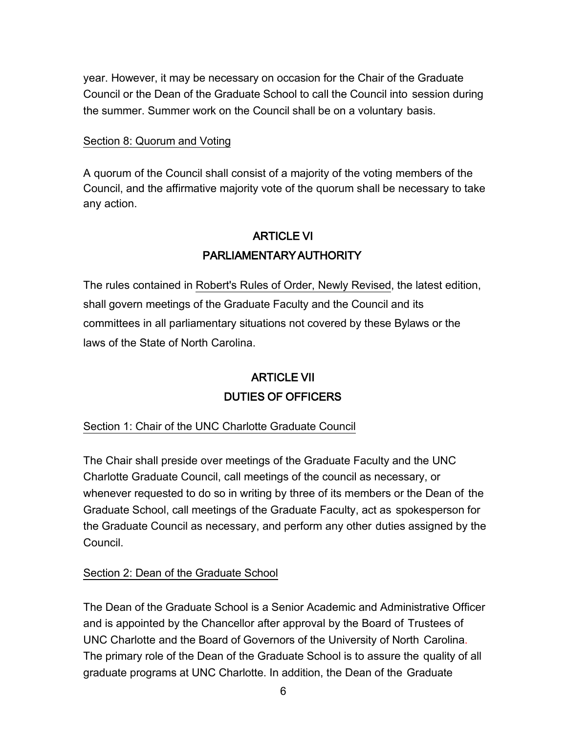year. However, it may be necessary on occasion for the Chair of the Graduate Council or the Dean of the Graduate School to call the Council into session during the summer. Summer work on the Council shall be on a voluntary basis.

Section 8: Quorum and Voting

A quorum of the Council shall consist of a majority of the voting members of the Council, and the affirmative majority vote of the quorum shall be necessary to take any action.

## ARTICLE VI
## PARLIAMENTARY AUTHORITY

The rules contained in Robert's Rules of Order, Newly Revised, the latest edition, shall govern meetings of the Graduate Faculty and the Council and its committees in all parliamentary situations not covered by these Bylaws or the laws of the State of North Carolina.

## ARTICLE VII
## DUTIES OF OFFICERS

Section 1: Chair of the UNC Charlotte Graduate Council

The Chair shall preside over meetings of the Graduate Faculty and the UNC Charlotte Graduate Council, call meetings of the council as necessary, or whenever requested to do so in writing by three of its members or the Dean of the Graduate School, call meetings of the Graduate Faculty, act as spokesperson for the Graduate Council as necessary, and perform any other duties assigned by the Council.

Section 2: Dean of the Graduate School

The Dean of the Graduate School is a Senior Academic and Administrative Officer and is appointed by the Chancellor after approval by the Board of Trustees of UNC Charlotte and the Board of Governors of the University of North Carolina. The primary role of the Dean of the Graduate School is to assure the quality of all graduate programs at UNC Charlotte. In addition, the Dean of the Graduate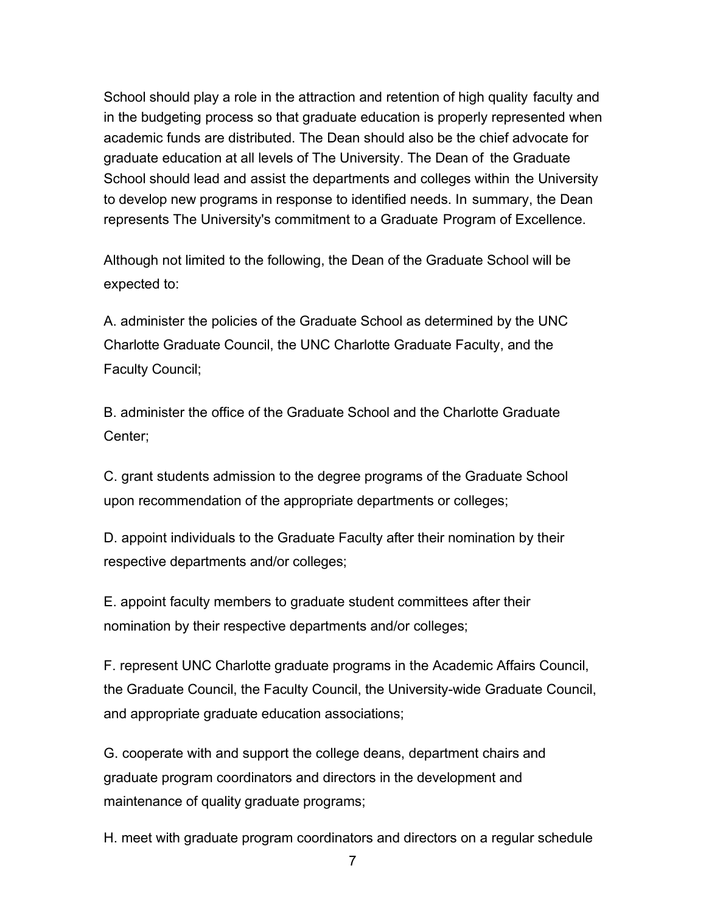School should play a role in the attraction and retention of high quality faculty and in the budgeting process so that graduate education is properly represented when academic funds are distributed. The Dean should also be the chief advocate for graduate education at all levels of The University. The Dean of the Graduate School should lead and assist the departments and colleges within the University to develop new programs in response to identified needs. In summary, the Dean represents The University's commitment to a Graduate Program of Excellence.

Although not limited to the following, the Dean of the Graduate School will be expected to:

A. administer the policies of the Graduate School as determined by the UNC Charlotte Graduate Council, the UNC Charlotte Graduate Faculty, and the Faculty Council;

B. administer the office of the Graduate School and the Charlotte Graduate Center;

C. grant students admission to the degree programs of the Graduate School upon recommendation of the appropriate departments or colleges;

D. appoint individuals to the Graduate Faculty after their nomination by their respective departments and/or colleges;

E. appoint faculty members to graduate student committees after their nomination by their respective departments and/or colleges;

F. represent UNC Charlotte graduate programs in the Academic Affairs Council, the Graduate Council, the Faculty Council, the University-wide Graduate Council, and appropriate graduate education associations;

G. cooperate with and support the college deans, department chairs and graduate program coordinators and directors in the development and maintenance of quality graduate programs;

H. meet with graduate program coordinators and directors on a regular schedule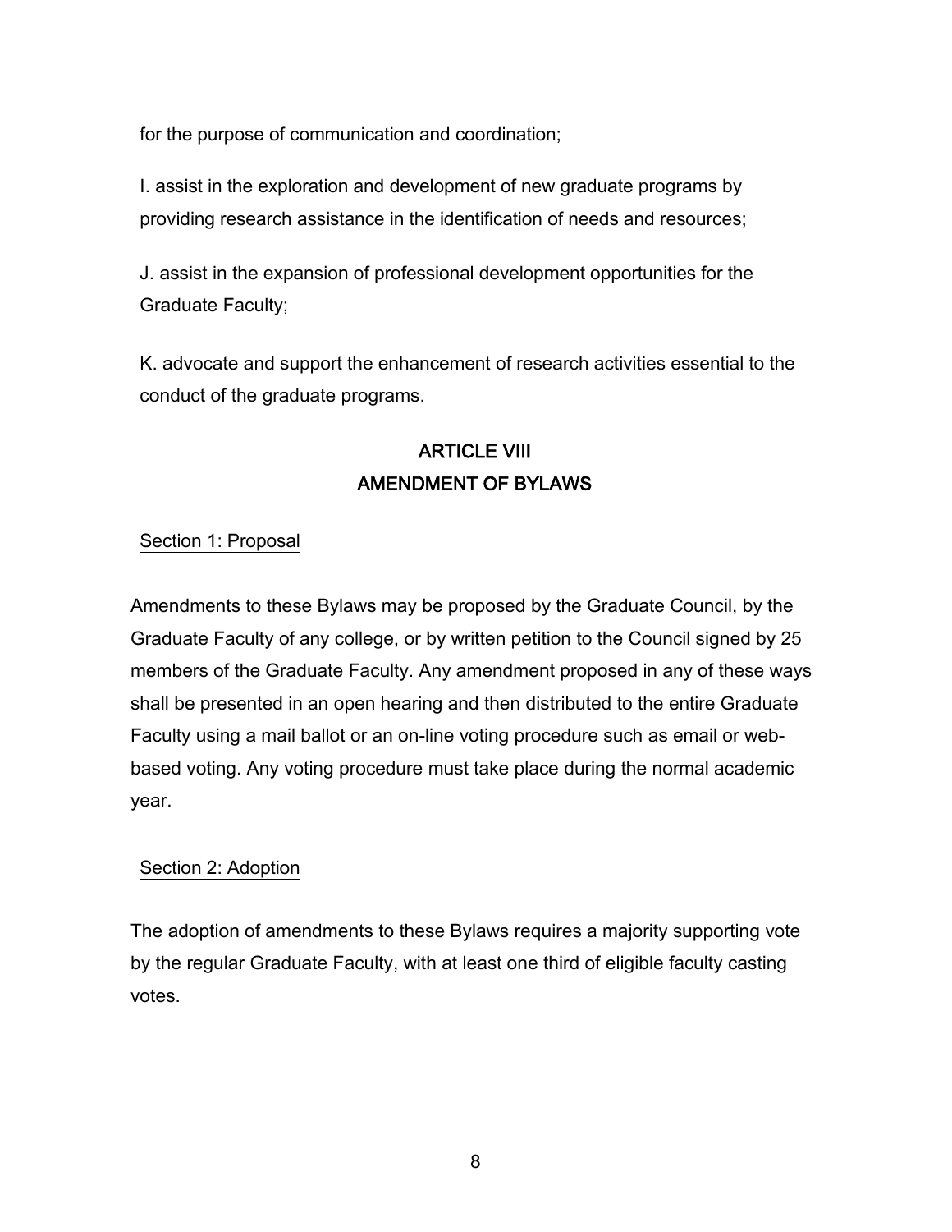for the purpose of communication and coordination;

I. assist in the exploration and development of new graduate programs by providing research assistance in the identification of needs and resources;

J. assist in the expansion of professional development opportunities for the Graduate Faculty;

K. advocate and support the enhancement of research activities essential to the conduct of the graduate programs.

## ARTICLE VIII
## AMENDMENT OF BYLAWS

### Section 1: Proposal

Amendments to these Bylaws may be proposed by the Graduate Council, by the Graduate Faculty of any college, or by written petition to the Council signed by 25 members of the Graduate Faculty. Any amendment proposed in any of these ways shall be presented in an open hearing and then distributed to the entire Graduate Faculty using a mail ballot or an on-line voting procedure such as email or web-based voting. Any voting procedure must take place during the normal academic year.

### Section 2: Adoption

The adoption of amendments to these Bylaws requires a majority supporting vote by the regular Graduate Faculty, with at least one third of eligible faculty casting votes.